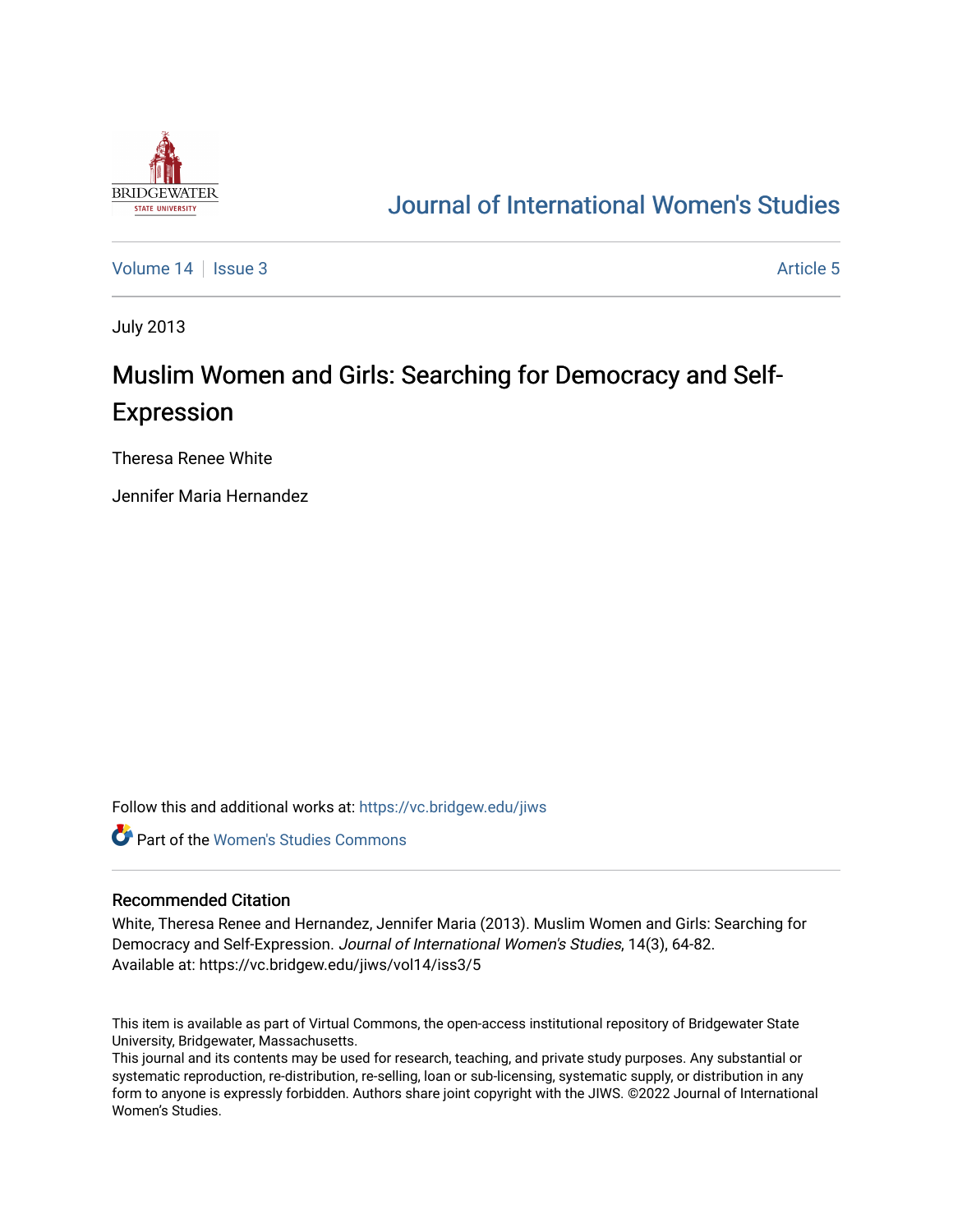# Journal of International Women's Studies

Volume 14 | Issue 3 | Article 5

July 2013

## Muslim Women and Girls: Searching for Democracy and Self-Expression

Theresa Renee White

Jennifer Maria Hernandez

Follow this and additional works at: https://vc.bridgew.edu/jiws

Part of the Women's Studies Commons

### Recommended Citation

White, Theresa Renee and Hernandez, Jennifer Maria (2013). Muslim Women and Girls: Searching for Democracy and Self-Expression. *Journal of International Women's Studies*, 14(3), 64-82.
Available at: https://vc.bridgew.edu/jiws/vol14/iss3/5

This item is available as part of Virtual Commons, the open-access institutional repository of Bridgewater State University, Bridgewater, Massachusetts.
This journal and its contents may be used for research, teaching, and private study purposes. Any substantial or systematic reproduction, re-distribution, re-selling, loan or sub-licensing, systematic supply, or distribution in any form to anyone is expressly forbidden. Authors share joint copyright with the JIWS. ©2022 Journal of International Women's Studies.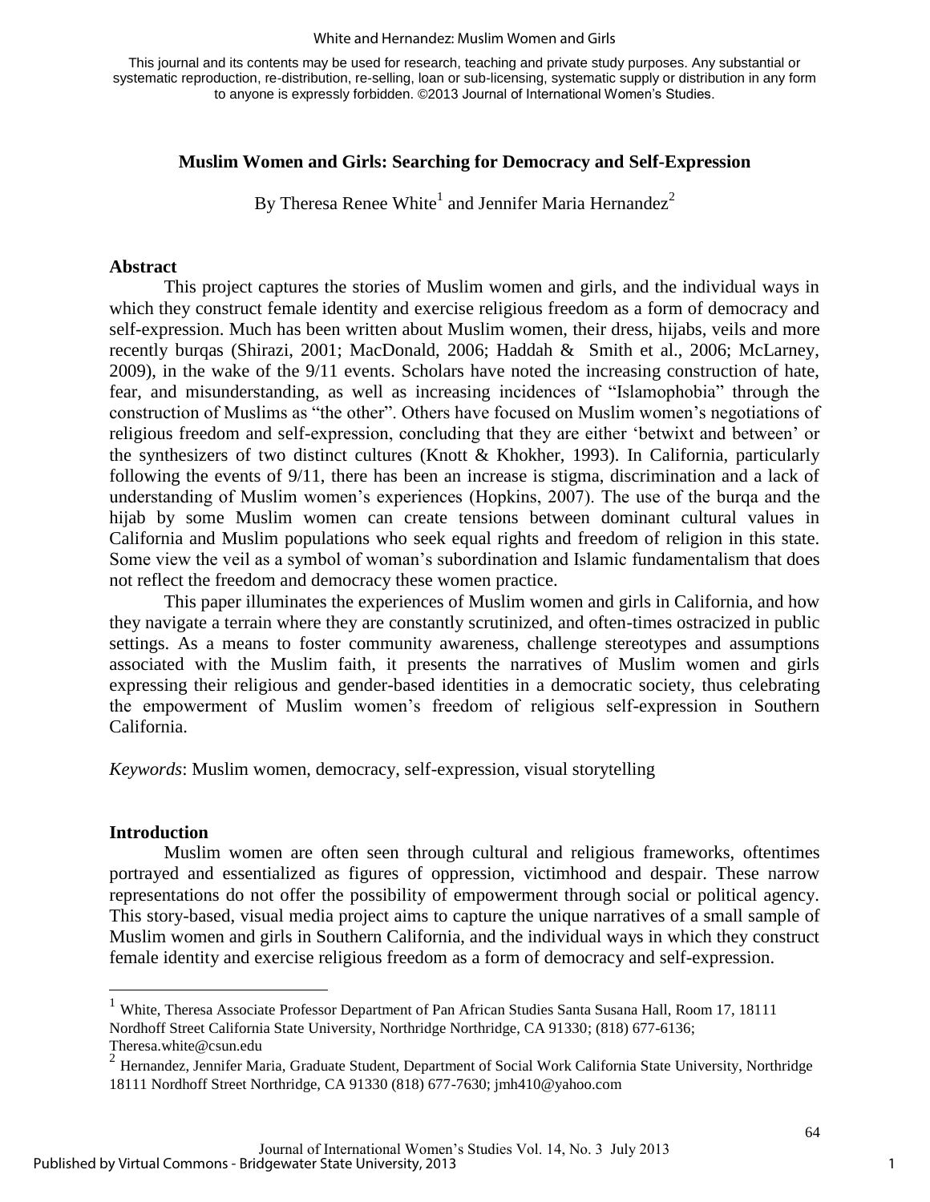This journal and its contents may be used for research, teaching and private study purposes. Any substantial or systematic reproduction, re-distribution, re-selling, loan or sub-licensing, systematic supply or distribution in any form to anyone is expressly forbidden. ©2013 Journal of International Women's Studies.

# Muslim Women and Girls: Searching for Democracy and Self-Expression

By Theresa Renee White[1] and Jennifer Maria Hernandez[2]

## Abstract

This project captures the stories of Muslim women and girls, and the individual ways in which they construct female identity and exercise religious freedom as a form of democracy and self-expression. Much has been written about Muslim women, their dress, hijabs, veils and more recently burqas (Shirazi, 2001; MacDonald, 2006; Haddah & Smith et al., 2006; McLarney, 2009), in the wake of the 9/11 events. Scholars have noted the increasing construction of hate, fear, and misunderstanding, as well as increasing incidences of "Islamophobia" through the construction of Muslims as "the other". Others have focused on Muslim women's negotiations of religious freedom and self-expression, concluding that they are either 'betwixt and between' or the synthesizers of two distinct cultures (Knott & Khokher, 1993). In California, particularly following the events of 9/11, there has been an increase is stigma, discrimination and a lack of understanding of Muslim women's experiences (Hopkins, 2007). The use of the burqa and the hijab by some Muslim women can create tensions between dominant cultural values in California and Muslim populations who seek equal rights and freedom of religion in this state. Some view the veil as a symbol of woman's subordination and Islamic fundamentalism that does not reflect the freedom and democracy these women practice.

This paper illuminates the experiences of Muslim women and girls in California, and how they navigate a terrain where they are constantly scrutinized, and often-times ostracized in public settings. As a means to foster community awareness, challenge stereotypes and assumptions associated with the Muslim faith, it presents the narratives of Muslim women and girls expressing their religious and gender-based identities in a democratic society, thus celebrating the empowerment of Muslim women's freedom of religious self-expression in Southern California.

*Keywords*: Muslim women, democracy, self-expression, visual storytelling

## Introduction

Muslim women are often seen through cultural and religious frameworks, oftentimes portrayed and essentialized as figures of oppression, victimhood and despair. These narrow representations do not offer the possibility of empowerment through social or political agency. This story-based, visual media project aims to capture the unique narratives of a small sample of Muslim women and girls in Southern California, and the individual ways in which they construct female identity and exercise religious freedom as a form of democracy and self-expression.

---

[1] White, Theresa Associate Professor Department of Pan African Studies Santa Susana Hall, Room 17, 18111 Nordhoff Street California State University, Northridge Northridge, CA 91330; (818) 677-6136; Theresa.white@csun.edu

[2] Hernandez, Jennifer Maria, Graduate Student, Department of Social Work California State University, Northridge 18111 Nordhoff Street Northridge, CA 91330 (818) 677-7630; jmh410@yahoo.com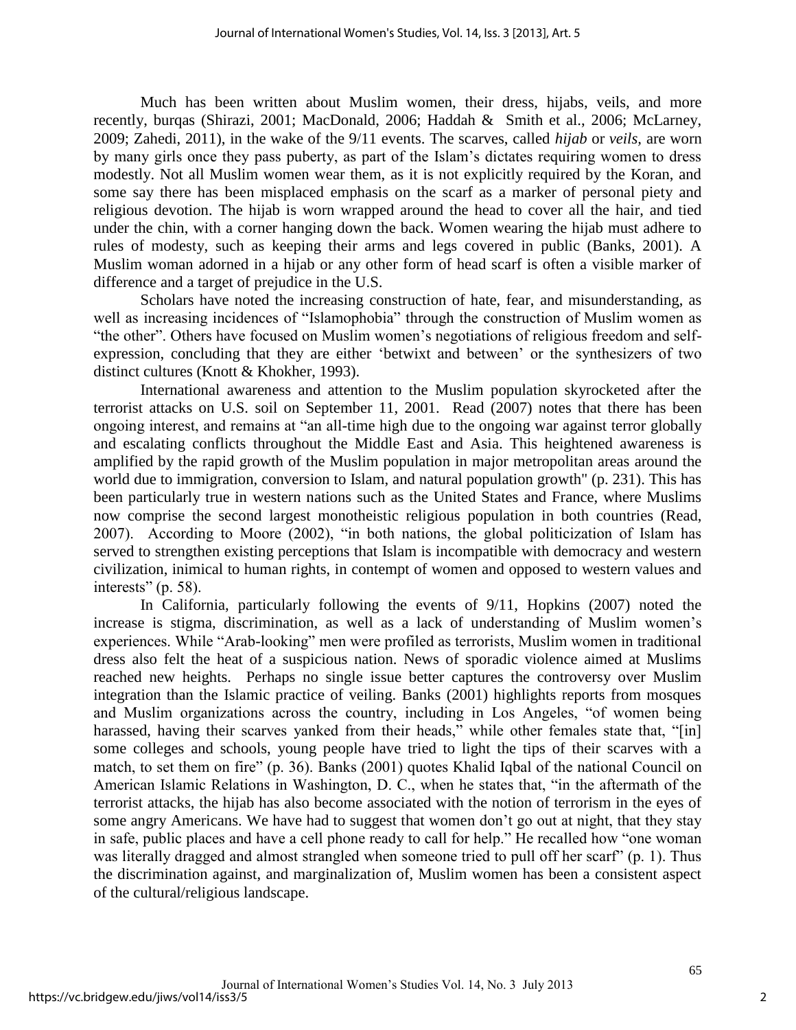Much has been written about Muslim women, their dress, hijabs, veils, and more recently, burqas (Shirazi, 2001; MacDonald, 2006; Haddah & Smith et al., 2006; McLarney, 2009; Zahedi, 2011), in the wake of the 9/11 events. The scarves, called *hijab* or *veils,* are worn by many girls once they pass puberty, as part of the Islam's dictates requiring women to dress modestly. Not all Muslim women wear them, as it is not explicitly required by the Koran, and some say there has been misplaced emphasis on the scarf as a marker of personal piety and religious devotion. The hijab is worn wrapped around the head to cover all the hair, and tied under the chin, with a corner hanging down the back. Women wearing the hijab must adhere to rules of modesty, such as keeping their arms and legs covered in public (Banks, 2001). A Muslim woman adorned in a hijab or any other form of head scarf is often a visible marker of difference and a target of prejudice in the U.S.

Scholars have noted the increasing construction of hate, fear, and misunderstanding, as well as increasing incidences of "Islamophobia" through the construction of Muslim women as "the other". Others have focused on Muslim women's negotiations of religious freedom and self-expression, concluding that they are either 'betwixt and between' or the synthesizers of two distinct cultures (Knott & Khokher, 1993).

International awareness and attention to the Muslim population skyrocketed after the terrorist attacks on U.S. soil on September 11, 2001. Read (2007) notes that there has been ongoing interest, and remains at "an all-time high due to the ongoing war against terror globally and escalating conflicts throughout the Middle East and Asia. This heightened awareness is amplified by the rapid growth of the Muslim population in major metropolitan areas around the world due to immigration, conversion to Islam, and natural population growth" (p. 231). This has been particularly true in western nations such as the United States and France, where Muslims now comprise the second largest monotheistic religious population in both countries (Read, 2007). According to Moore (2002), "in both nations, the global politicization of Islam has served to strengthen existing perceptions that Islam is incompatible with democracy and western civilization, inimical to human rights, in contempt of women and opposed to western values and interests" (p. 58).

In California, particularly following the events of 9/11, Hopkins (2007) noted the increase is stigma, discrimination, as well as a lack of understanding of Muslim women's experiences. While "Arab-looking" men were profiled as terrorists, Muslim women in traditional dress also felt the heat of a suspicious nation. News of sporadic violence aimed at Muslims reached new heights. Perhaps no single issue better captures the controversy over Muslim integration than the Islamic practice of veiling. Banks (2001) highlights reports from mosques and Muslim organizations across the country, including in Los Angeles, "of women being harassed, having their scarves yanked from their heads," while other females state that, "[in] some colleges and schools, young people have tried to light the tips of their scarves with a match, to set them on fire" (p. 36). Banks (2001) quotes Khalid Iqbal of the national Council on American Islamic Relations in Washington, D. C., when he states that, "in the aftermath of the terrorist attacks, the hijab has also become associated with the notion of terrorism in the eyes of some angry Americans. We have had to suggest that women don't go out at night, that they stay in safe, public places and have a cell phone ready to call for help." He recalled how "one woman was literally dragged and almost strangled when someone tried to pull off her scarf" (p. 1). Thus the discrimination against, and marginalization of, Muslim women has been a consistent aspect of the cultural/religious landscape.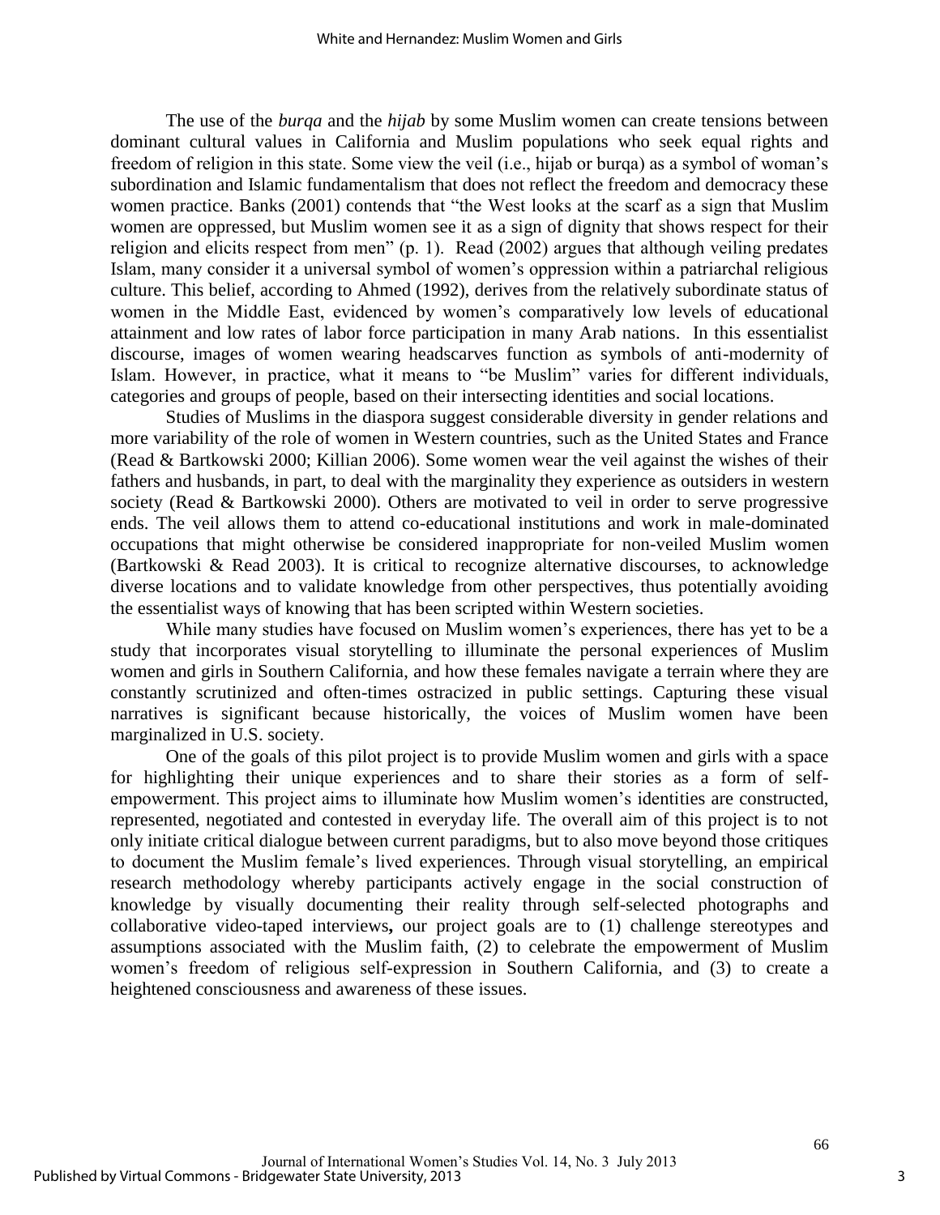The use of the *burqa* and the *hijab* by some Muslim women can create tensions between dominant cultural values in California and Muslim populations who seek equal rights and freedom of religion in this state. Some view the veil (i.e., hijab or burqa) as a symbol of woman's subordination and Islamic fundamentalism that does not reflect the freedom and democracy these women practice. Banks (2001) contends that "the West looks at the scarf as a sign that Muslim women are oppressed, but Muslim women see it as a sign of dignity that shows respect for their religion and elicits respect from men" (p. 1). Read (2002) argues that although veiling predates Islam, many consider it a universal symbol of women's oppression within a patriarchal religious culture. This belief, according to Ahmed (1992), derives from the relatively subordinate status of women in the Middle East, evidenced by women's comparatively low levels of educational attainment and low rates of labor force participation in many Arab nations. In this essentialist discourse, images of women wearing headscarves function as symbols of anti-modernity of Islam. However, in practice, what it means to "be Muslim" varies for different individuals, categories and groups of people, based on their intersecting identities and social locations.

Studies of Muslims in the diaspora suggest considerable diversity in gender relations and more variability of the role of women in Western countries, such as the United States and France (Read & Bartkowski 2000; Killian 2006). Some women wear the veil against the wishes of their fathers and husbands, in part, to deal with the marginality they experience as outsiders in western society (Read & Bartkowski 2000). Others are motivated to veil in order to serve progressive ends. The veil allows them to attend co-educational institutions and work in male-dominated occupations that might otherwise be considered inappropriate for non-veiled Muslim women (Bartkowski & Read 2003). It is critical to recognize alternative discourses, to acknowledge diverse locations and to validate knowledge from other perspectives, thus potentially avoiding the essentialist ways of knowing that has been scripted within Western societies.

While many studies have focused on Muslim women's experiences, there has yet to be a study that incorporates visual storytelling to illuminate the personal experiences of Muslim women and girls in Southern California, and how these females navigate a terrain where they are constantly scrutinized and often-times ostracized in public settings. Capturing these visual narratives is significant because historically, the voices of Muslim women have been marginalized in U.S. society.

One of the goals of this pilot project is to provide Muslim women and girls with a space for highlighting their unique experiences and to share their stories as a form of self-empowerment. This project aims to illuminate how Muslim women's identities are constructed, represented, negotiated and contested in everyday life. The overall aim of this project is to not only initiate critical dialogue between current paradigms, but to also move beyond those critiques to document the Muslim female's lived experiences. Through visual storytelling, an empirical research methodology whereby participants actively engage in the social construction of knowledge by visually documenting their reality through self-selected photographs and collaborative video-taped interviews**,** our project goals are to (1) challenge stereotypes and assumptions associated with the Muslim faith, (2) to celebrate the empowerment of Muslim women's freedom of religious self-expression in Southern California, and (3) to create a heightened consciousness and awareness of these issues.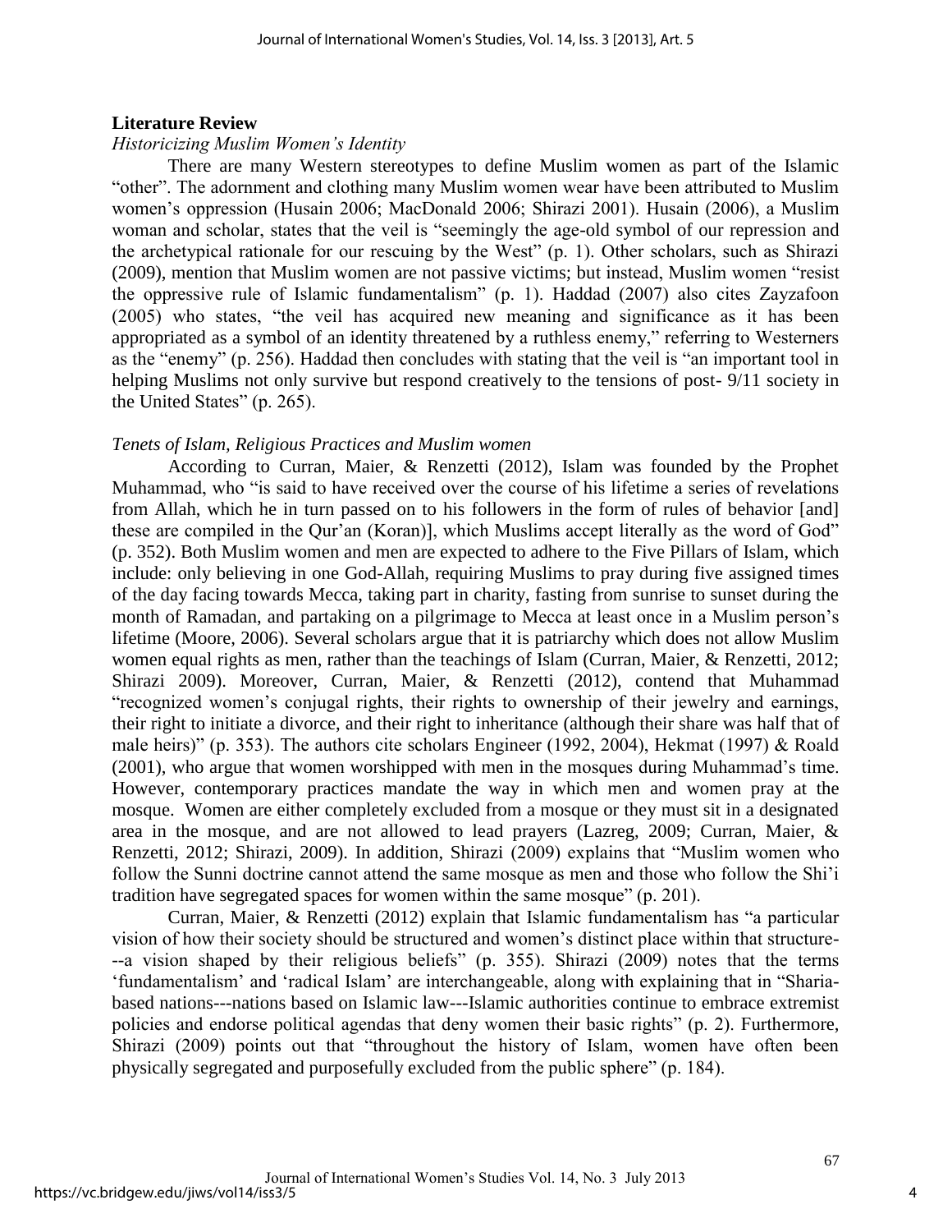## Literature Review

### *Historicizing Muslim Women's Identity*

There are many Western stereotypes to define Muslim women as part of the Islamic "other". The adornment and clothing many Muslim women wear have been attributed to Muslim women's oppression (Husain 2006; MacDonald 2006; Shirazi 2001). Husain (2006), a Muslim woman and scholar, states that the veil is "seemingly the age-old symbol of our repression and the archetypical rationale for our rescuing by the West" (p. 1). Other scholars, such as Shirazi (2009), mention that Muslim women are not passive victims; but instead, Muslim women "resist the oppressive rule of Islamic fundamentalism" (p. 1). Haddad (2007) also cites Zayzafoon (2005) who states, "the veil has acquired new meaning and significance as it has been appropriated as a symbol of an identity threatened by a ruthless enemy," referring to Westerners as the "enemy" (p. 256). Haddad then concludes with stating that the veil is "an important tool in helping Muslims not only survive but respond creatively to the tensions of post- 9/11 society in the United States" (p. 265).

### *Tenets of Islam, Religious Practices and Muslim women*

According to Curran, Maier, & Renzetti (2012), Islam was founded by the Prophet Muhammad, who "is said to have received over the course of his lifetime a series of revelations from Allah, which he in turn passed on to his followers in the form of rules of behavior [and] these are compiled in the Qur'an (Koran)], which Muslims accept literally as the word of God" (p. 352). Both Muslim women and men are expected to adhere to the Five Pillars of Islam, which include: only believing in one God-Allah, requiring Muslims to pray during five assigned times of the day facing towards Mecca, taking part in charity, fasting from sunrise to sunset during the month of Ramadan, and partaking on a pilgrimage to Mecca at least once in a Muslim person's lifetime (Moore, 2006). Several scholars argue that it is patriarchy which does not allow Muslim women equal rights as men, rather than the teachings of Islam (Curran, Maier, & Renzetti, 2012; Shirazi 2009). Moreover, Curran, Maier, & Renzetti (2012), contend that Muhammad "recognized women's conjugal rights, their rights to ownership of their jewelry and earnings, their right to initiate a divorce, and their right to inheritance (although their share was half that of male heirs)" (p. 353). The authors cite scholars Engineer (1992, 2004), Hekmat (1997) & Roald (2001), who argue that women worshipped with men in the mosques during Muhammad's time. However, contemporary practices mandate the way in which men and women pray at the mosque. Women are either completely excluded from a mosque or they must sit in a designated area in the mosque, and are not allowed to lead prayers (Lazreg, 2009; Curran, Maier, & Renzetti, 2012; Shirazi, 2009). In addition, Shirazi (2009) explains that "Muslim women who follow the Sunni doctrine cannot attend the same mosque as men and those who follow the Shi'i tradition have segregated spaces for women within the same mosque" (p. 201).

Curran, Maier, & Renzetti (2012) explain that Islamic fundamentalism has "a particular vision of how their society should be structured and women's distinct place within that structure---a vision shaped by their religious beliefs" (p. 355). Shirazi (2009) notes that the terms 'fundamentalism' and 'radical Islam' are interchangeable, along with explaining that in "Sharia-based nations---nations based on Islamic law---Islamic authorities continue to embrace extremist policies and endorse political agendas that deny women their basic rights" (p. 2). Furthermore, Shirazi (2009) points out that "throughout the history of Islam, women have often been physically segregated and purposefully excluded from the public sphere" (p. 184).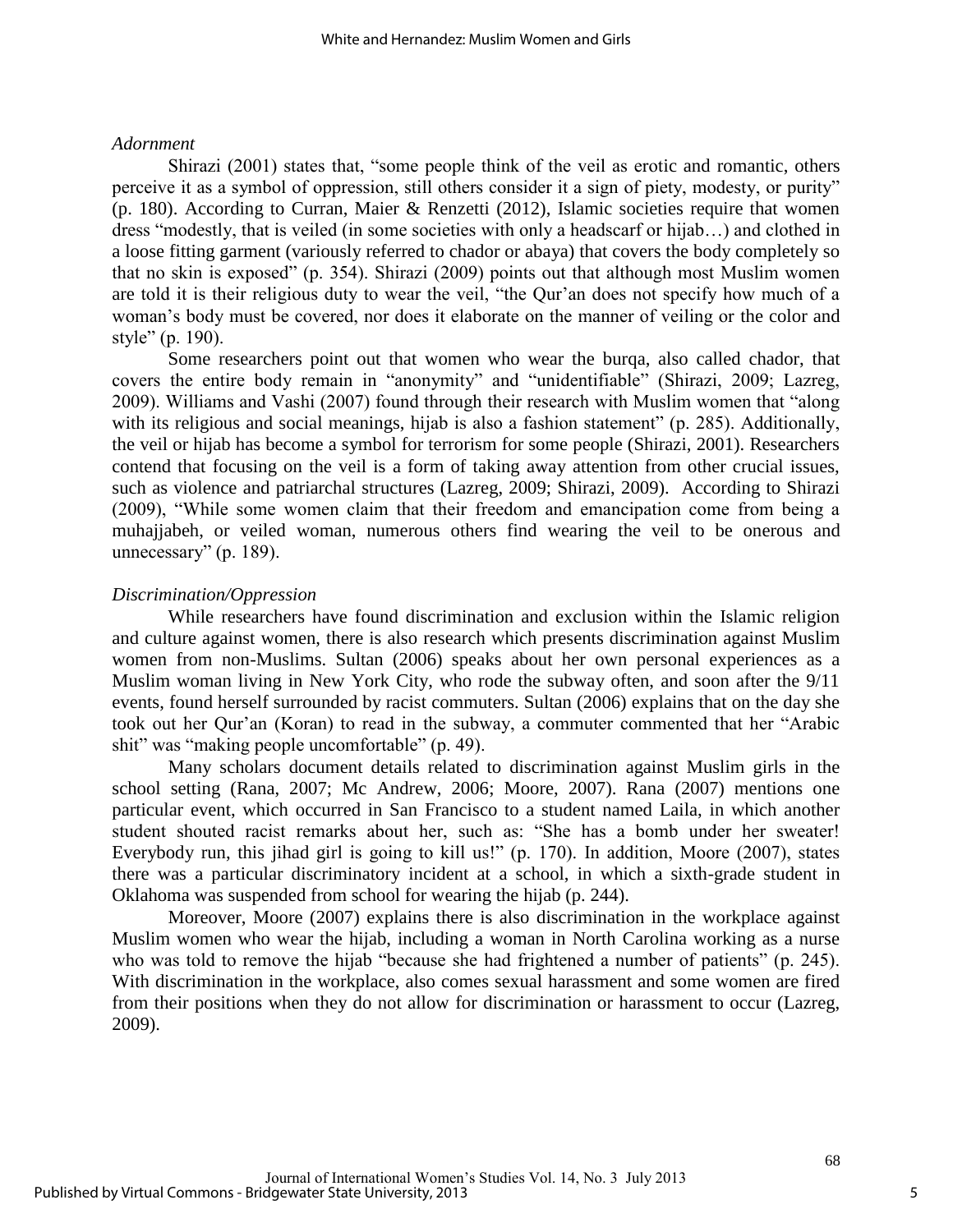*Adornment*

Shirazi (2001) states that, "some people think of the veil as erotic and romantic, others perceive it as a symbol of oppression, still others consider it a sign of piety, modesty, or purity" (p. 180). According to Curran, Maier & Renzetti (2012), Islamic societies require that women dress "modestly, that is veiled (in some societies with only a headscarf or hijab…) and clothed in a loose fitting garment (variously referred to chador or abaya) that covers the body completely so that no skin is exposed" (p. 354). Shirazi (2009) points out that although most Muslim women are told it is their religious duty to wear the veil, "the Qur'an does not specify how much of a woman's body must be covered, nor does it elaborate on the manner of veiling or the color and style" (p. 190).

Some researchers point out that women who wear the burqa, also called chador, that covers the entire body remain in "anonymity" and "unidentifiable" (Shirazi, 2009; Lazreg, 2009). Williams and Vashi (2007) found through their research with Muslim women that "along with its religious and social meanings, hijab is also a fashion statement" (p. 285). Additionally, the veil or hijab has become a symbol for terrorism for some people (Shirazi, 2001). Researchers contend that focusing on the veil is a form of taking away attention from other crucial issues, such as violence and patriarchal structures (Lazreg, 2009; Shirazi, 2009). According to Shirazi (2009), "While some women claim that their freedom and emancipation come from being a muhajjabeh, or veiled woman, numerous others find wearing the veil to be onerous and unnecessary" (p. 189).

*Discrimination/Oppression*

While researchers have found discrimination and exclusion within the Islamic religion and culture against women, there is also research which presents discrimination against Muslim women from non-Muslims. Sultan (2006) speaks about her own personal experiences as a Muslim woman living in New York City, who rode the subway often, and soon after the 9/11 events, found herself surrounded by racist commuters. Sultan (2006) explains that on the day she took out her Qur'an (Koran) to read in the subway, a commuter commented that her "Arabic shit" was "making people uncomfortable" (p. 49).

Many scholars document details related to discrimination against Muslim girls in the school setting (Rana, 2007; Mc Andrew, 2006; Moore, 2007). Rana (2007) mentions one particular event, which occurred in San Francisco to a student named Laila, in which another student shouted racist remarks about her, such as: "She has a bomb under her sweater! Everybody run, this jihad girl is going to kill us!" (p. 170). In addition, Moore (2007), states there was a particular discriminatory incident at a school, in which a sixth-grade student in Oklahoma was suspended from school for wearing the hijab (p. 244).

Moreover, Moore (2007) explains there is also discrimination in the workplace against Muslim women who wear the hijab, including a woman in North Carolina working as a nurse who was told to remove the hijab "because she had frightened a number of patients" (p. 245). With discrimination in the workplace, also comes sexual harassment and some women are fired from their positions when they do not allow for discrimination or harassment to occur (Lazreg, 2009).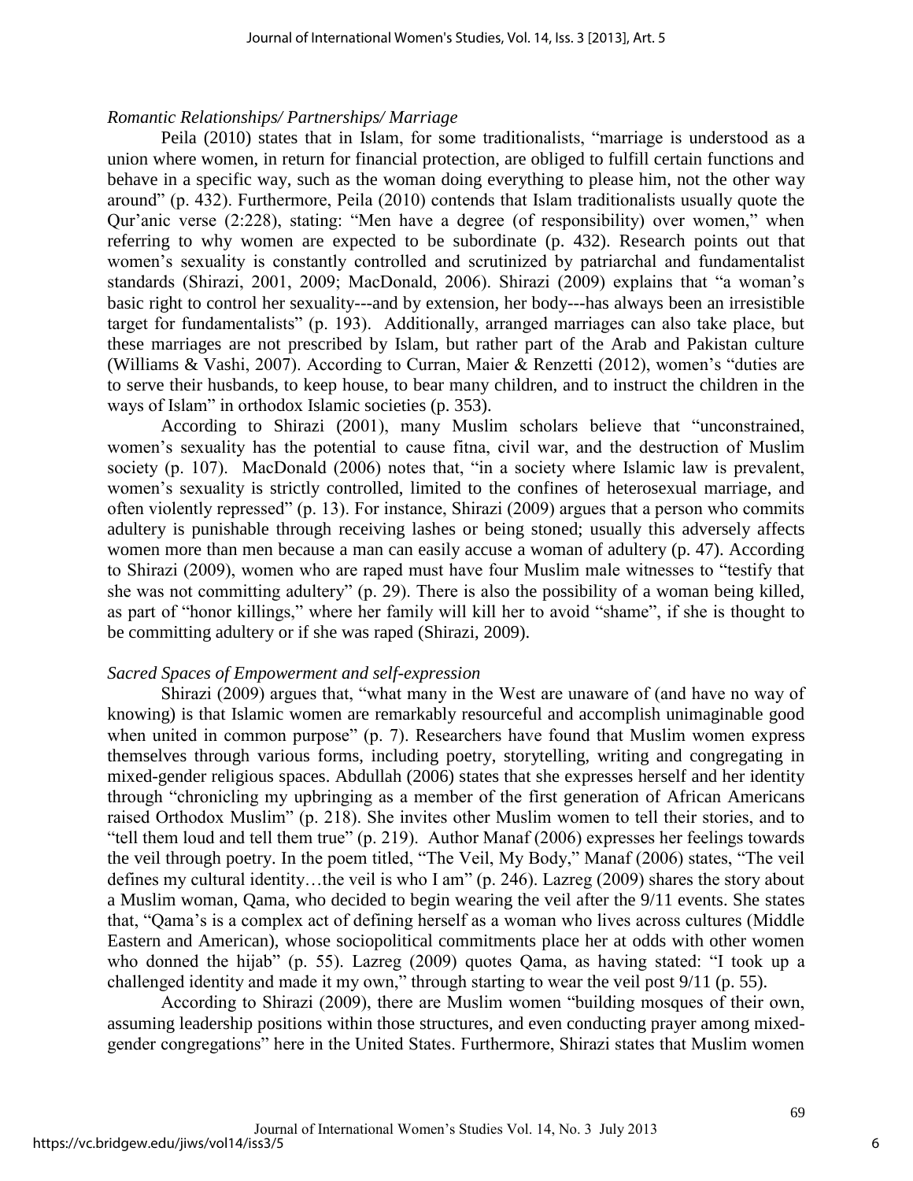### *Romantic Relationships/ Partnerships/ Marriage*

Peila (2010) states that in Islam, for some traditionalists, "marriage is understood as a union where women, in return for financial protection, are obliged to fulfill certain functions and behave in a specific way, such as the woman doing everything to please him, not the other way around" (p. 432). Furthermore, Peila (2010) contends that Islam traditionalists usually quote the Qur'anic verse (2:228), stating: "Men have a degree (of responsibility) over women," when referring to why women are expected to be subordinate (p. 432). Research points out that women's sexuality is constantly controlled and scrutinized by patriarchal and fundamentalist standards (Shirazi, 2001, 2009; MacDonald, 2006). Shirazi (2009) explains that "a woman's basic right to control her sexuality---and by extension, her body---has always been an irresistible target for fundamentalists" (p. 193). Additionally, arranged marriages can also take place, but these marriages are not prescribed by Islam, but rather part of the Arab and Pakistan culture (Williams & Vashi, 2007). According to Curran, Maier & Renzetti (2012), women's "duties are to serve their husbands, to keep house, to bear many children, and to instruct the children in the ways of Islam" in orthodox Islamic societies (p. 353).

According to Shirazi (2001), many Muslim scholars believe that "unconstrained, women's sexuality has the potential to cause fitna, civil war, and the destruction of Muslim society (p. 107). MacDonald (2006) notes that, "in a society where Islamic law is prevalent, women's sexuality is strictly controlled, limited to the confines of heterosexual marriage, and often violently repressed" (p. 13). For instance, Shirazi (2009) argues that a person who commits adultery is punishable through receiving lashes or being stoned; usually this adversely affects women more than men because a man can easily accuse a woman of adultery (p. 47). According to Shirazi (2009), women who are raped must have four Muslim male witnesses to "testify that she was not committing adultery" (p. 29). There is also the possibility of a woman being killed, as part of "honor killings," where her family will kill her to avoid "shame", if she is thought to be committing adultery or if she was raped (Shirazi, 2009).

### *Sacred Spaces of Empowerment and self-expression*

Shirazi (2009) argues that, "what many in the West are unaware of (and have no way of knowing) is that Islamic women are remarkably resourceful and accomplish unimaginable good when united in common purpose" (p. 7). Researchers have found that Muslim women express themselves through various forms, including poetry, storytelling, writing and congregating in mixed-gender religious spaces. Abdullah (2006) states that she expresses herself and her identity through "chronicling my upbringing as a member of the first generation of African Americans raised Orthodox Muslim" (p. 218). She invites other Muslim women to tell their stories, and to "tell them loud and tell them true" (p. 219). Author Manaf (2006) expresses her feelings towards the veil through poetry. In the poem titled, "The Veil, My Body," Manaf (2006) states, "The veil defines my cultural identity…the veil is who I am" (p. 246). Lazreg (2009) shares the story about a Muslim woman, Qama, who decided to begin wearing the veil after the 9/11 events. She states that, "Qama's is a complex act of defining herself as a woman who lives across cultures (Middle Eastern and American), whose sociopolitical commitments place her at odds with other women who donned the hijab" (p. 55). Lazreg (2009) quotes Qama, as having stated: "I took up a challenged identity and made it my own," through starting to wear the veil post 9/11 (p. 55).

According to Shirazi (2009), there are Muslim women "building mosques of their own, assuming leadership positions within those structures, and even conducting prayer among mixed-gender congregations" here in the United States. Furthermore, Shirazi states that Muslim women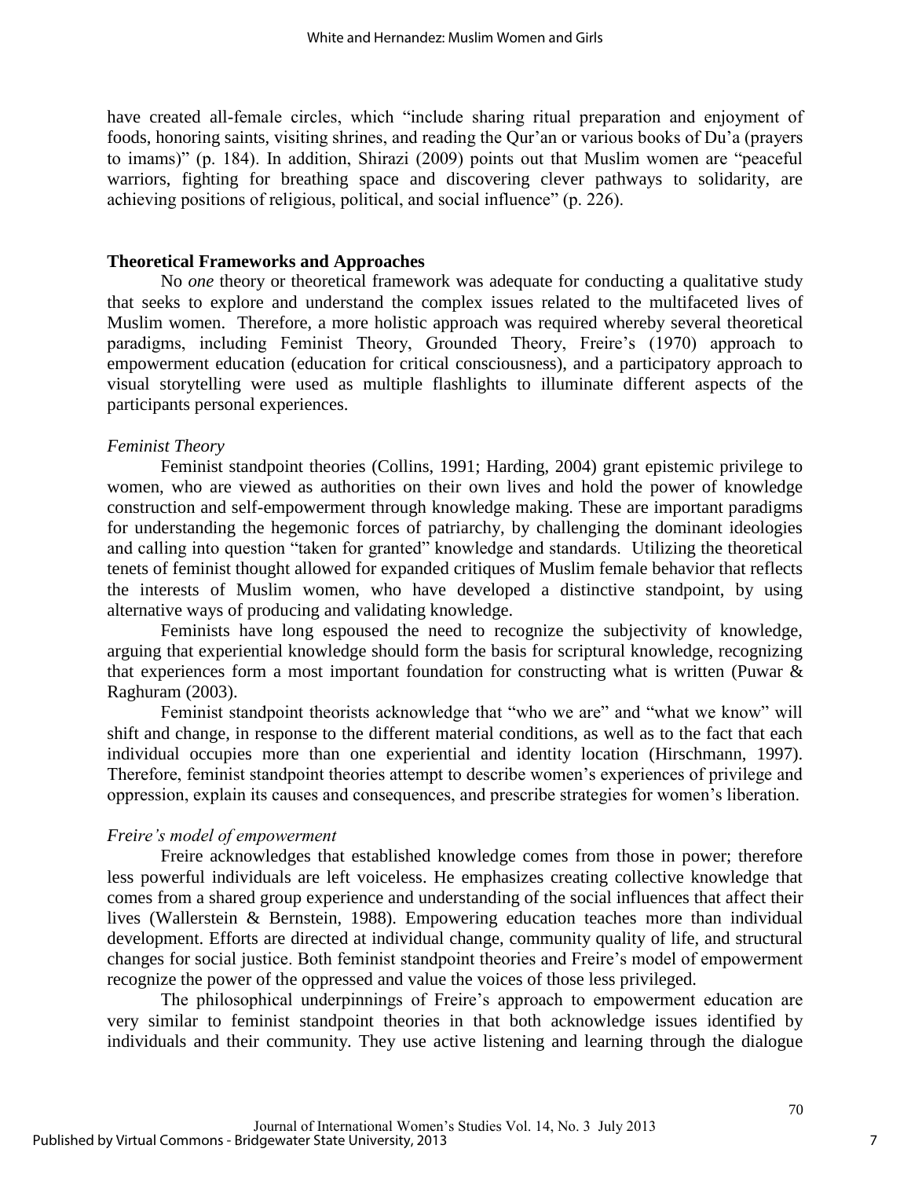have created all-female circles, which "include sharing ritual preparation and enjoyment of foods, honoring saints, visiting shrines, and reading the Qur'an or various books of Du'a (prayers to imams)" (p. 184). In addition, Shirazi (2009) points out that Muslim women are "peaceful warriors, fighting for breathing space and discovering clever pathways to solidarity, are achieving positions of religious, political, and social influence" (p. 226).

## Theoretical Frameworks and Approaches

No *one* theory or theoretical framework was adequate for conducting a qualitative study that seeks to explore and understand the complex issues related to the multifaceted lives of Muslim women. Therefore, a more holistic approach was required whereby several theoretical paradigms, including Feminist Theory, Grounded Theory, Freire's (1970) approach to empowerment education (education for critical consciousness), and a participatory approach to visual storytelling were used as multiple flashlights to illuminate different aspects of the participants personal experiences.

### *Feminist Theory*

Feminist standpoint theories (Collins, 1991; Harding, 2004) grant epistemic privilege to women, who are viewed as authorities on their own lives and hold the power of knowledge construction and self-empowerment through knowledge making. These are important paradigms for understanding the hegemonic forces of patriarchy, by challenging the dominant ideologies and calling into question "taken for granted" knowledge and standards. Utilizing the theoretical tenets of feminist thought allowed for expanded critiques of Muslim female behavior that reflects the interests of Muslim women, who have developed a distinctive standpoint, by using alternative ways of producing and validating knowledge.

Feminists have long espoused the need to recognize the subjectivity of knowledge, arguing that experiential knowledge should form the basis for scriptural knowledge, recognizing that experiences form a most important foundation for constructing what is written (Puwar & Raghuram (2003).

Feminist standpoint theorists acknowledge that "who we are" and "what we know" will shift and change, in response to the different material conditions, as well as to the fact that each individual occupies more than one experiential and identity location (Hirschmann, 1997). Therefore, feminist standpoint theories attempt to describe women's experiences of privilege and oppression, explain its causes and consequences, and prescribe strategies for women's liberation.

### *Freire's model of empowerment*

Freire acknowledges that established knowledge comes from those in power; therefore less powerful individuals are left voiceless. He emphasizes creating collective knowledge that comes from a shared group experience and understanding of the social influences that affect their lives (Wallerstein & Bernstein, 1988). Empowering education teaches more than individual development. Efforts are directed at individual change, community quality of life, and structural changes for social justice. Both feminist standpoint theories and Freire's model of empowerment recognize the power of the oppressed and value the voices of those less privileged.

The philosophical underpinnings of Freire's approach to empowerment education are very similar to feminist standpoint theories in that both acknowledge issues identified by individuals and their community. They use active listening and learning through the dialogue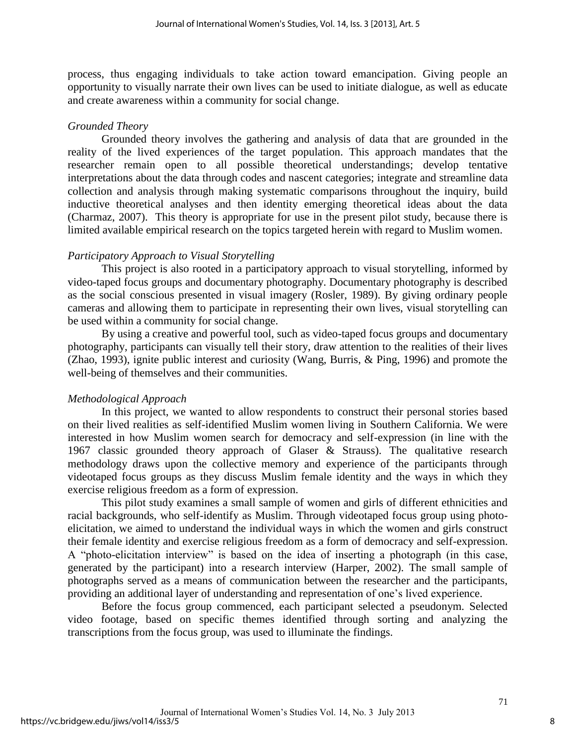process, thus engaging individuals to take action toward emancipation. Giving people an opportunity to visually narrate their own lives can be used to initiate dialogue, as well as educate and create awareness within a community for social change.

*Grounded Theory*

Grounded theory involves the gathering and analysis of data that are grounded in the reality of the lived experiences of the target population. This approach mandates that the researcher remain open to all possible theoretical understandings; develop tentative interpretations about the data through codes and nascent categories; integrate and streamline data collection and analysis through making systematic comparisons throughout the inquiry, build inductive theoretical analyses and then identity emerging theoretical ideas about the data (Charmaz, 2007). This theory is appropriate for use in the present pilot study, because there is limited available empirical research on the topics targeted herein with regard to Muslim women.

*Participatory Approach to Visual Storytelling*

This project is also rooted in a participatory approach to visual storytelling, informed by video-taped focus groups and documentary photography. Documentary photography is described as the social conscious presented in visual imagery (Rosler, 1989). By giving ordinary people cameras and allowing them to participate in representing their own lives, visual storytelling can be used within a community for social change.

By using a creative and powerful tool, such as video-taped focus groups and documentary photography, participants can visually tell their story, draw attention to the realities of their lives (Zhao, 1993), ignite public interest and curiosity (Wang, Burris, & Ping, 1996) and promote the well-being of themselves and their communities.

*Methodological Approach*

In this project, we wanted to allow respondents to construct their personal stories based on their lived realities as self-identified Muslim women living in Southern California. We were interested in how Muslim women search for democracy and self-expression (in line with the 1967 classic grounded theory approach of Glaser & Strauss). The qualitative research methodology draws upon the collective memory and experience of the participants through videotaped focus groups as they discuss Muslim female identity and the ways in which they exercise religious freedom as a form of expression.

This pilot study examines a small sample of women and girls of different ethnicities and racial backgrounds, who self-identify as Muslim. Through videotaped focus group using photo-elicitation, we aimed to understand the individual ways in which the women and girls construct their female identity and exercise religious freedom as a form of democracy and self-expression. A "photo-elicitation interview" is based on the idea of inserting a photograph (in this case, generated by the participant) into a research interview (Harper, 2002). The small sample of photographs served as a means of communication between the researcher and the participants, providing an additional layer of understanding and representation of one's lived experience.

Before the focus group commenced, each participant selected a pseudonym. Selected video footage, based on specific themes identified through sorting and analyzing the transcriptions from the focus group, was used to illuminate the findings.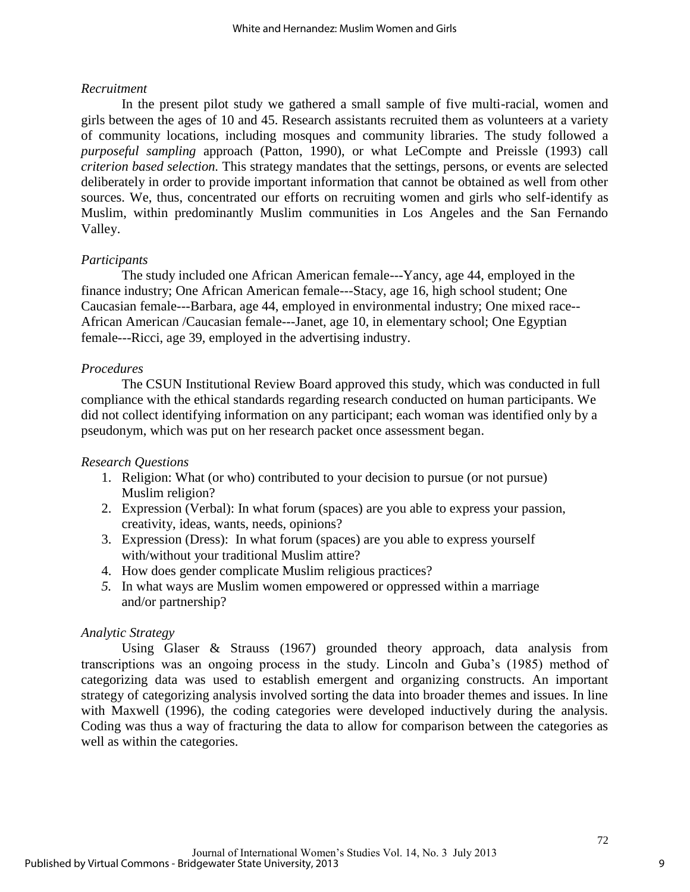*Recruitment*

In the present pilot study we gathered a small sample of five multi-racial, women and girls between the ages of 10 and 45. Research assistants recruited them as volunteers at a variety of community locations, including mosques and community libraries. The study followed a *purposeful sampling* approach (Patton, 1990), or what LeCompte and Preissle (1993) call *criterion based selection.* This strategy mandates that the settings, persons, or events are selected deliberately in order to provide important information that cannot be obtained as well from other sources. We, thus, concentrated our efforts on recruiting women and girls who self-identify as Muslim, within predominantly Muslim communities in Los Angeles and the San Fernando Valley.

*Participants*

The study included one African American female---Yancy, age 44, employed in the finance industry; One African American female---Stacy, age 16, high school student; One Caucasian female---Barbara, age 44, employed in environmental industry; One mixed race--African American /Caucasian female---Janet, age 10, in elementary school; One Egyptian female---Ricci, age 39, employed in the advertising industry.

*Procedures*

The CSUN Institutional Review Board approved this study, which was conducted in full compliance with the ethical standards regarding research conducted on human participants. We did not collect identifying information on any participant; each woman was identified only by a pseudonym, which was put on her research packet once assessment began.

*Research Questions*

1. Religion: What (or who) contributed to your decision to pursue (or not pursue) Muslim religion?
2. Expression (Verbal): In what forum (spaces) are you able to express your passion, creativity, ideas, wants, needs, opinions?
3. Expression (Dress): In what forum (spaces) are you able to express yourself with/without your traditional Muslim attire?
4. How does gender complicate Muslim religious practices?
5. In what ways are Muslim women empowered or oppressed within a marriage and/or partnership?

*Analytic Strategy*

Using Glaser & Strauss (1967) grounded theory approach, data analysis from transcriptions was an ongoing process in the study. Lincoln and Guba's (1985) method of categorizing data was used to establish emergent and organizing constructs. An important strategy of categorizing analysis involved sorting the data into broader themes and issues. In line with Maxwell (1996), the coding categories were developed inductively during the analysis. Coding was thus a way of fracturing the data to allow for comparison between the categories as well as within the categories.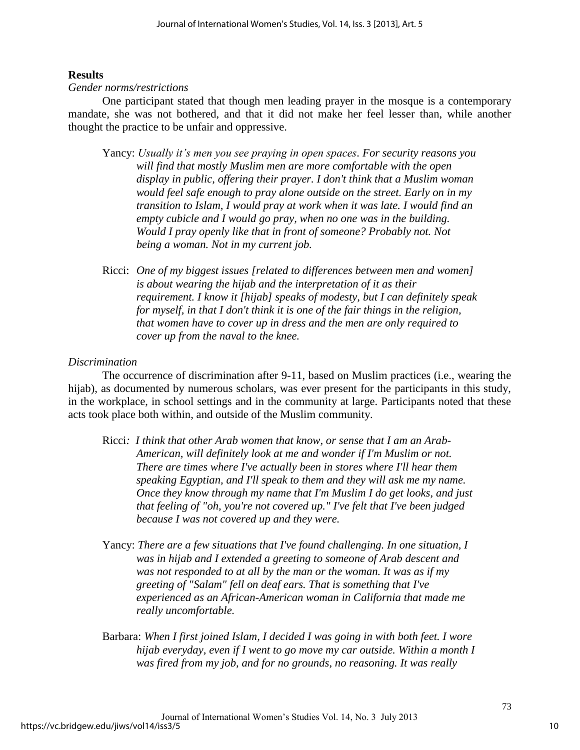## Results

*Gender norms/restrictions*

One participant stated that though men leading prayer in the mosque is a contemporary mandate, she was not bothered, and that it did not make her feel lesser than, while another thought the practice to be unfair and oppressive.

> Yancy: *Usually it's men you see praying in open spaces. For security reasons you will find that mostly Muslim men are more comfortable with the open display in public, offering their prayer. I don't think that a Muslim woman would feel safe enough to pray alone outside on the street. Early on in my transition to Islam, I would pray at work when it was late. I would find an empty cubicle and I would go pray, when no one was in the building. Would I pray openly like that in front of someone? Probably not. Not being a woman. Not in my current job.*

> Ricci: *One of my biggest issues [related to differences between men and women] is about wearing the hijab and the interpretation of it as their requirement. I know it [hijab] speaks of modesty, but I can definitely speak for myself, in that I don't think it is one of the fair things in the religion, that women have to cover up in dress and the men are only required to cover up from the naval to the knee.*

*Discrimination*

The occurrence of discrimination after 9-11, based on Muslim practices (i.e., wearing the hijab), as documented by numerous scholars, was ever present for the participants in this study, in the workplace, in school settings and in the community at large. Participants noted that these acts took place both within, and outside of the Muslim community.

> Ricci: *I think that other Arab women that know, or sense that I am an Arab-American, will definitely look at me and wonder if I'm Muslim or not. There are times where I've actually been in stores where I'll hear them speaking Egyptian, and I'll speak to them and they will ask me my name. Once they know through my name that I'm Muslim I do get looks, and just that feeling of "oh, you're not covered up." I've felt that I've been judged because I was not covered up and they were.*

> Yancy: *There are a few situations that I've found challenging. In one situation, I was in hijab and I extended a greeting to someone of Arab descent and was not responded to at all by the man or the woman. It was as if my greeting of "Salam" fell on deaf ears. That is something that I've experienced as an African-American woman in California that made me really uncomfortable.*

> Barbara: *When I first joined Islam, I decided I was going in with both feet. I wore hijab everyday, even if I went to go move my car outside. Within a month I was fired from my job, and for no grounds, no reasoning. It was really*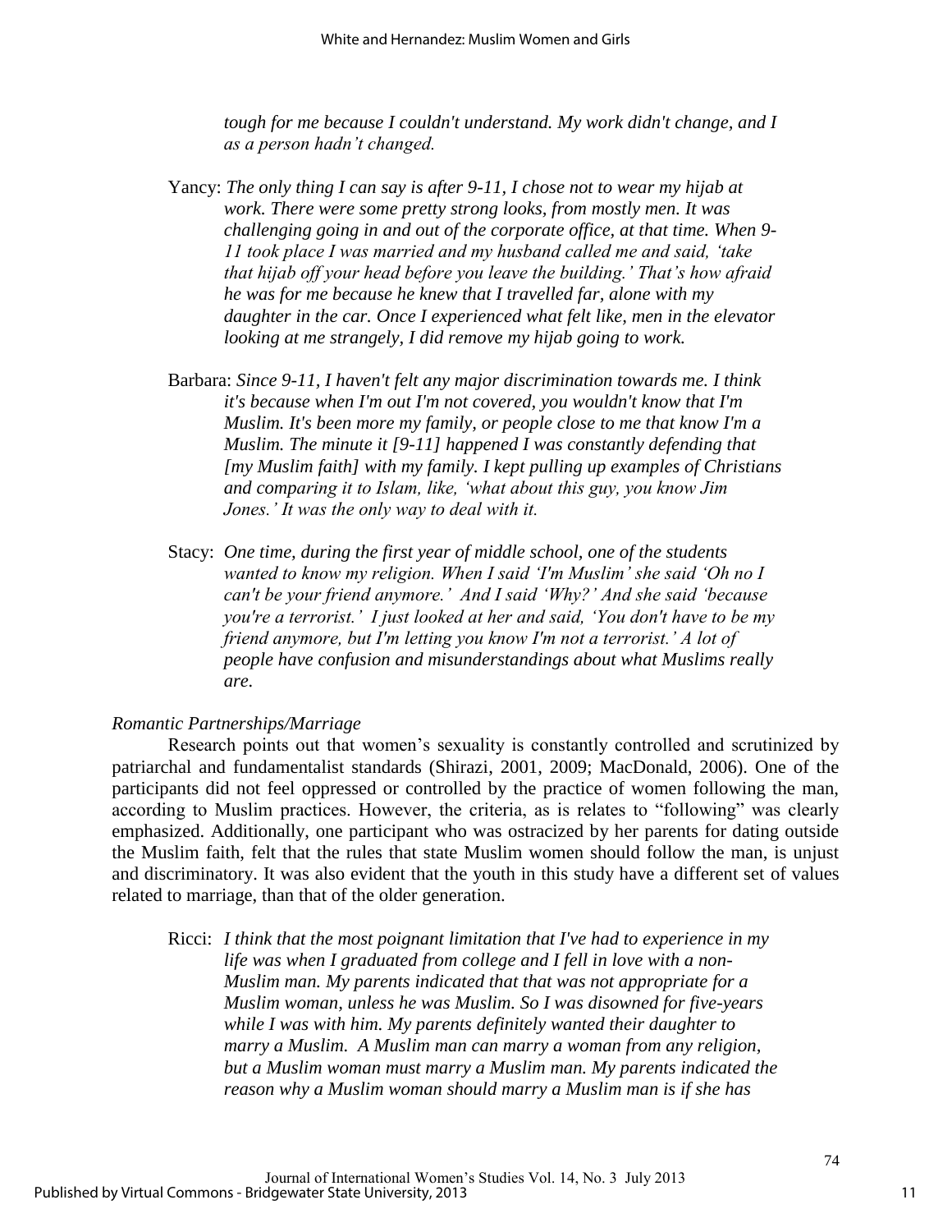*tough for me because I couldn't understand. My work didn't change, and I as a person hadn't changed.*

Yancy: *The only thing I can say is after 9-11, I chose not to wear my hijab at work. There were some pretty strong looks, from mostly men. It was challenging going in and out of the corporate office, at that time. When 9-11 took place I was married and my husband called me and said, 'take that hijab off your head before you leave the building.' That's how afraid he was for me because he knew that I travelled far, alone with my daughter in the car. Once I experienced what felt like, men in the elevator looking at me strangely, I did remove my hijab going to work.*

Barbara: *Since 9-11, I haven't felt any major discrimination towards me. I think it's because when I'm out I'm not covered, you wouldn't know that I'm Muslim. It's been more my family, or people close to me that know I'm a Muslim. The minute it [9-11] happened I was constantly defending that [my Muslim faith] with my family. I kept pulling up examples of Christians and comparing it to Islam, like, 'what about this guy, you know Jim Jones.' It was the only way to deal with it.*

Stacy: *One time, during the first year of middle school, one of the students wanted to know my religion. When I said 'I'm Muslim' she said 'Oh no I can't be your friend anymore.' And I said 'Why?' And she said 'because you're a terrorist.' I just looked at her and said, 'You don't have to be my friend anymore, but I'm letting you know I'm not a terrorist.' A lot of people have confusion and misunderstandings about what Muslims really are.*

*Romantic Partnerships/Marriage*

Research points out that women's sexuality is constantly controlled and scrutinized by patriarchal and fundamentalist standards (Shirazi, 2001, 2009; MacDonald, 2006). One of the participants did not feel oppressed or controlled by the practice of women following the man, according to Muslim practices. However, the criteria, as is relates to "following" was clearly emphasized. Additionally, one participant who was ostracized by her parents for dating outside the Muslim faith, felt that the rules that state Muslim women should follow the man, is unjust and discriminatory. It was also evident that the youth in this study have a different set of values related to marriage, than that of the older generation.

Ricci: *I think that the most poignant limitation that I've had to experience in my life was when I graduated from college and I fell in love with a non-Muslim man. My parents indicated that that was not appropriate for a Muslim woman, unless he was Muslim. So I was disowned for five-years while I was with him. My parents definitely wanted their daughter to marry a Muslim. A Muslim man can marry a woman from any religion, but a Muslim woman must marry a Muslim man. My parents indicated the reason why a Muslim woman should marry a Muslim man is if she has*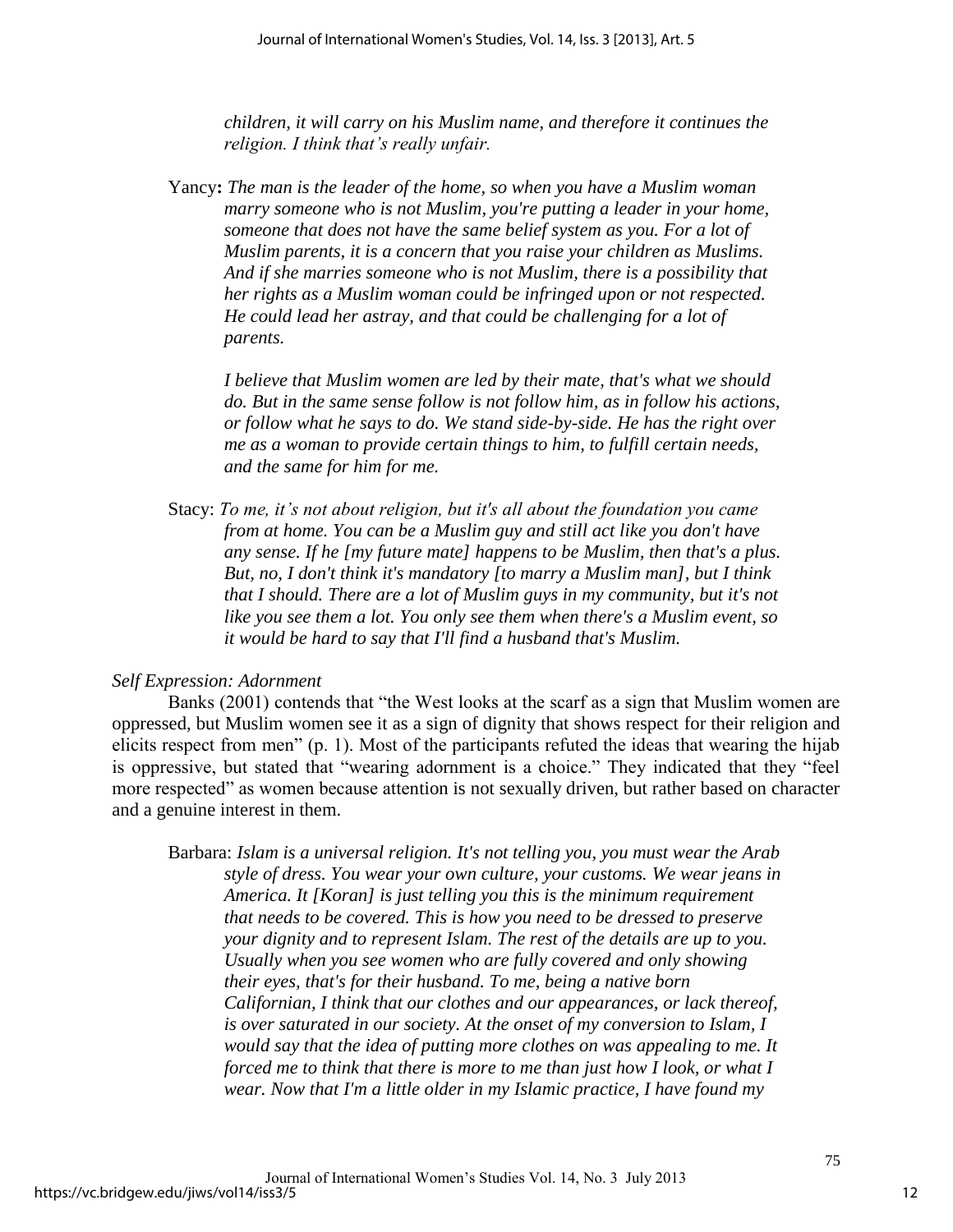*children, it will carry on his Muslim name, and therefore it continues the religion. I think that's really unfair.*

Yancy**:** *The man is the leader of the home, so when you have a Muslim woman marry someone who is not Muslim, you're putting a leader in your home, someone that does not have the same belief system as you. For a lot of Muslim parents, it is a concern that you raise your children as Muslims. And if she marries someone who is not Muslim, there is a possibility that her rights as a Muslim woman could be infringed upon or not respected. He could lead her astray, and that could be challenging for a lot of parents.*

*I believe that Muslim women are led by their mate, that's what we should do. But in the same sense follow is not follow him, as in follow his actions, or follow what he says to do. We stand side-by-side. He has the right over me as a woman to provide certain things to him, to fulfill certain needs, and the same for him for me.*

Stacy: *To me, it's not about religion, but it's all about the foundation you came from at home. You can be a Muslim guy and still act like you don't have any sense. If he [my future mate] happens to be Muslim, then that's a plus. But, no, I don't think it's mandatory [to marry a Muslim man], but I think that I should. There are a lot of Muslim guys in my community, but it's not like you see them a lot. You only see them when there's a Muslim event, so it would be hard to say that I'll find a husband that's Muslim.*

*Self Expression: Adornment*

Banks (2001) contends that "the West looks at the scarf as a sign that Muslim women are oppressed, but Muslim women see it as a sign of dignity that shows respect for their religion and elicits respect from men" (p. 1). Most of the participants refuted the ideas that wearing the hijab is oppressive, but stated that "wearing adornment is a choice." They indicated that they "feel more respected" as women because attention is not sexually driven, but rather based on character and a genuine interest in them.

Barbara: *Islam is a universal religion. It's not telling you, you must wear the Arab style of dress. You wear your own culture, your customs. We wear jeans in America. It [Koran] is just telling you this is the minimum requirement that needs to be covered. This is how you need to be dressed to preserve your dignity and to represent Islam. The rest of the details are up to you. Usually when you see women who are fully covered and only showing their eyes, that's for their husband. To me, being a native born Californian, I think that our clothes and our appearances, or lack thereof, is over saturated in our society. At the onset of my conversion to Islam, I would say that the idea of putting more clothes on was appealing to me. It forced me to think that there is more to me than just how I look, or what I wear. Now that I'm a little older in my Islamic practice, I have found my*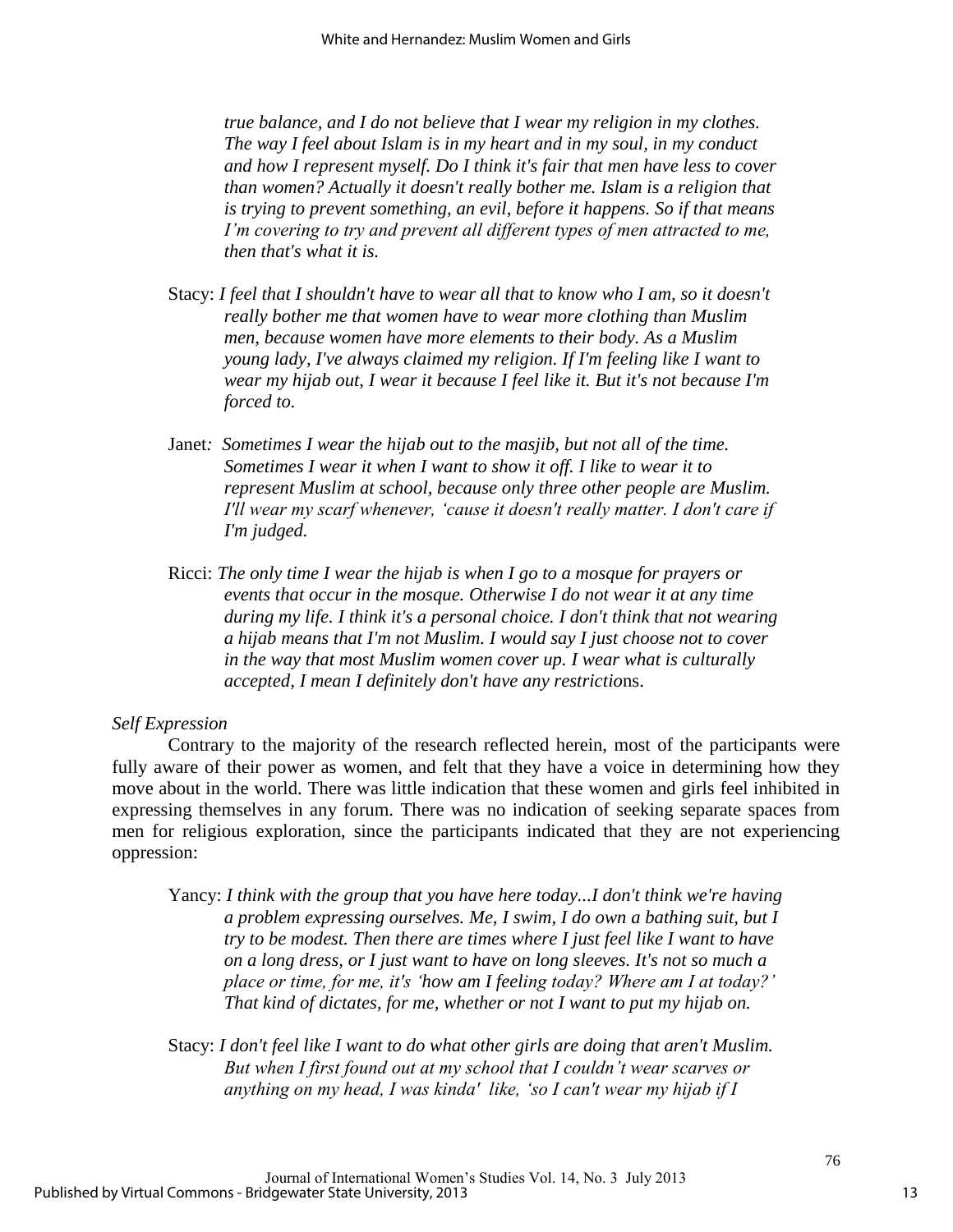*true balance, and I do not believe that I wear my religion in my clothes. The way I feel about Islam is in my heart and in my soul, in my conduct and how I represent myself. Do I think it's fair that men have less to cover than women? Actually it doesn't really bother me. Islam is a religion that is trying to prevent something, an evil, before it happens. So if that means I'm covering to try and prevent all different types of men attracted to me, then that's what it is.*

> Stacy: *I feel that I shouldn't have to wear all that to know who I am, so it doesn't really bother me that women have to wear more clothing than Muslim men, because women have more elements to their body. As a Muslim young lady, I've always claimed my religion. If I'm feeling like I want to wear my hijab out, I wear it because I feel like it. But it's not because I'm forced to.*

> Janet*: Sometimes I wear the hijab out to the masjib, but not all of the time. Sometimes I wear it when I want to show it off. I like to wear it to represent Muslim at school, because only three other people are Muslim. I'll wear my scarf whenever, 'cause it doesn't really matter. I don't care if I'm judged.*

> Ricci: *The only time I wear the hijab is when I go to a mosque for prayers or events that occur in the mosque. Otherwise I do not wear it at any time during my life. I think it's a personal choice. I don't think that not wearing a hijab means that I'm not Muslim. I would say I just choose not to cover in the way that most Muslim women cover up. I wear what is culturally accepted, I mean I definitely don't have any restriction*s.

*Self Expression*

Contrary to the majority of the research reflected herein, most of the participants were fully aware of their power as women, and felt that they have a voice in determining how they move about in the world. There was little indication that these women and girls feel inhibited in expressing themselves in any forum. There was no indication of seeking separate spaces from men for religious exploration, since the participants indicated that they are not experiencing oppression:

> Yancy: *I think with the group that you have here today...I don't think we're having a problem expressing ourselves. Me, I swim, I do own a bathing suit, but I try to be modest. Then there are times where I just feel like I want to have on a long dress, or I just want to have on long sleeves. It's not so much a place or time, for me, it's 'how am I feeling today? Where am I at today?' That kind of dictates, for me, whether or not I want to put my hijab on.*

> Stacy: *I don't feel like I want to do what other girls are doing that aren't Muslim. But when I first found out at my school that I couldn't wear scarves or anything on my head, I was kinda' like, 'so I can't wear my hijab if I*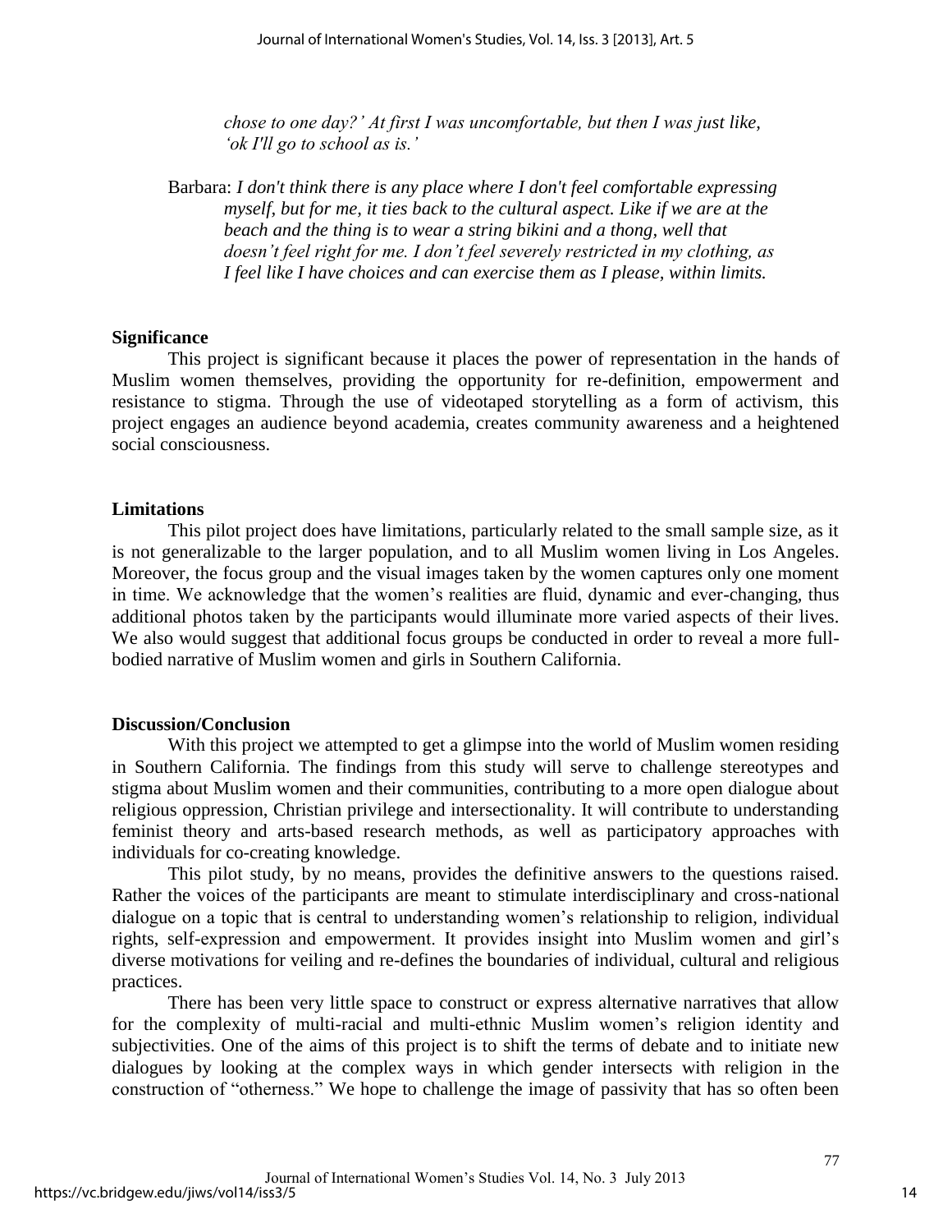*chose to one day?' At first I was uncomfortable, but then I was just like, 'ok I'll go to school as is.'*

Barbara: *I don't think there is any place where I don't feel comfortable expressing myself, but for me, it ties back to the cultural aspect. Like if we are at the beach and the thing is to wear a string bikini and a thong, well that doesn't feel right for me. I don't feel severely restricted in my clothing, as I feel like I have choices and can exercise them as I please, within limits.*

**Significance**

This project is significant because it places the power of representation in the hands of Muslim women themselves, providing the opportunity for re-definition, empowerment and resistance to stigma. Through the use of videotaped storytelling as a form of activism, this project engages an audience beyond academia, creates community awareness and a heightened social consciousness.

**Limitations**

This pilot project does have limitations, particularly related to the small sample size, as it is not generalizable to the larger population, and to all Muslim women living in Los Angeles. Moreover, the focus group and the visual images taken by the women captures only one moment in time. We acknowledge that the women's realities are fluid, dynamic and ever-changing, thus additional photos taken by the participants would illuminate more varied aspects of their lives. We also would suggest that additional focus groups be conducted in order to reveal a more full-bodied narrative of Muslim women and girls in Southern California.

**Discussion/Conclusion**

With this project we attempted to get a glimpse into the world of Muslim women residing in Southern California. The findings from this study will serve to challenge stereotypes and stigma about Muslim women and their communities, contributing to a more open dialogue about religious oppression, Christian privilege and intersectionality. It will contribute to understanding feminist theory and arts-based research methods, as well as participatory approaches with individuals for co-creating knowledge.

This pilot study, by no means, provides the definitive answers to the questions raised. Rather the voices of the participants are meant to stimulate interdisciplinary and cross-national dialogue on a topic that is central to understanding women's relationship to religion, individual rights, self-expression and empowerment. It provides insight into Muslim women and girl's diverse motivations for veiling and re-defines the boundaries of individual, cultural and religious practices.

There has been very little space to construct or express alternative narratives that allow for the complexity of multi-racial and multi-ethnic Muslim women's religion identity and subjectivities. One of the aims of this project is to shift the terms of debate and to initiate new dialogues by looking at the complex ways in which gender intersects with religion in the construction of "otherness." We hope to challenge the image of passivity that has so often been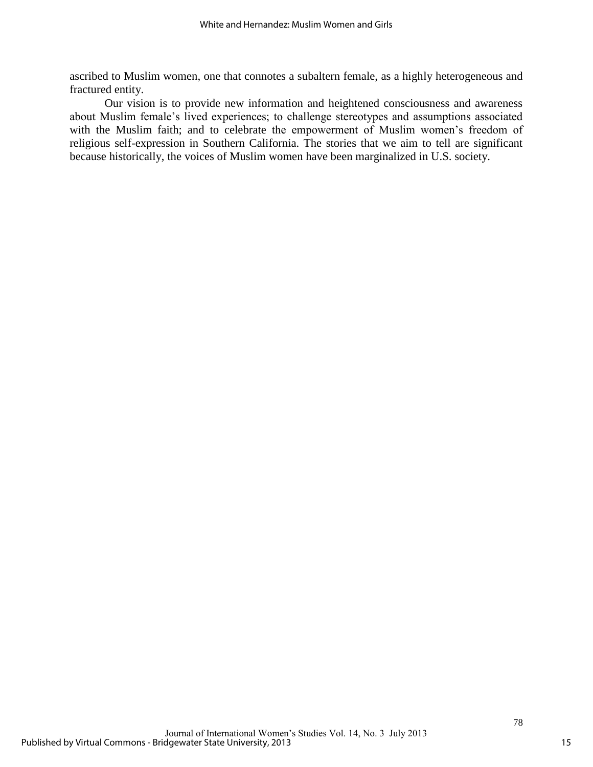ascribed to Muslim women, one that connotes a subaltern female, as a highly heterogeneous and fractured entity.

Our vision is to provide new information and heightened consciousness and awareness about Muslim female's lived experiences; to challenge stereotypes and assumptions associated with the Muslim faith; and to celebrate the empowerment of Muslim women's freedom of religious self-expression in Southern California. The stories that we aim to tell are significant because historically, the voices of Muslim women have been marginalized in U.S. society.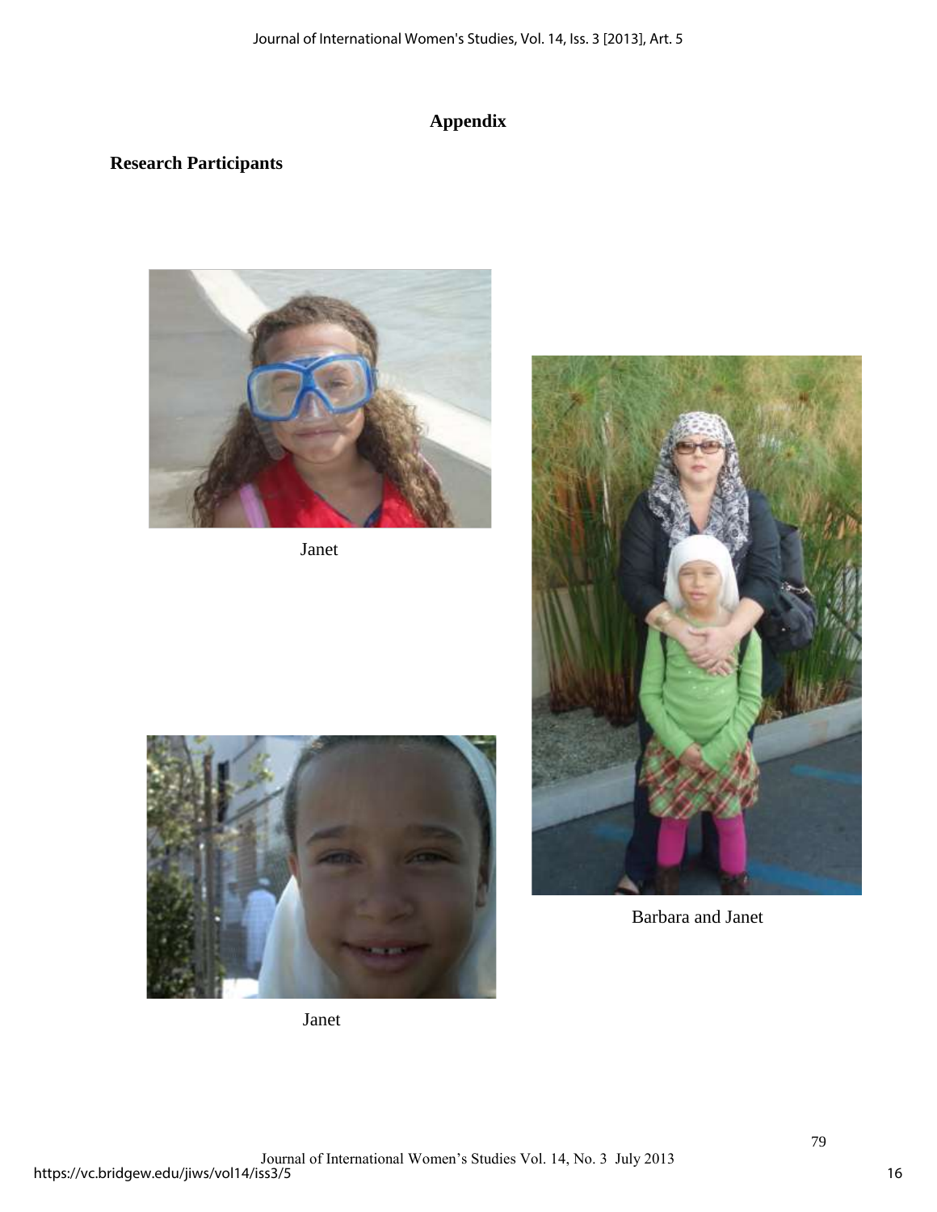# Appendix

## Research Participants

Janet

Barbara and Janet

Janet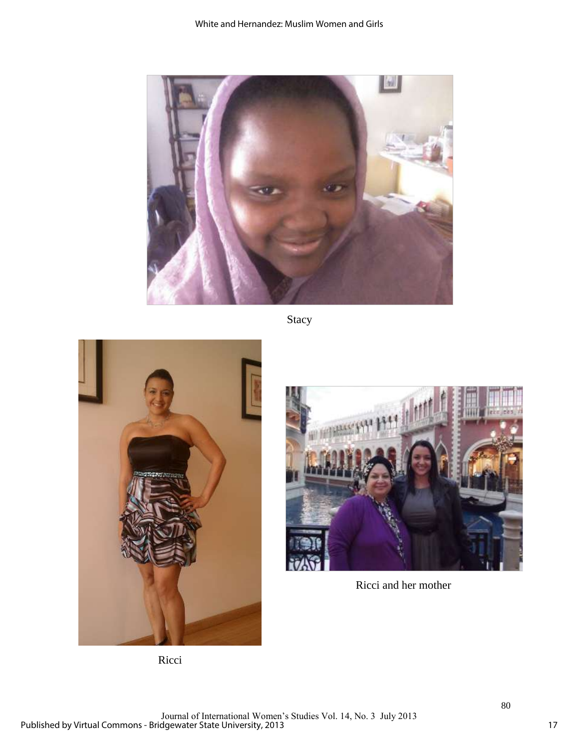Stacy

Ricci

Ricci and her mother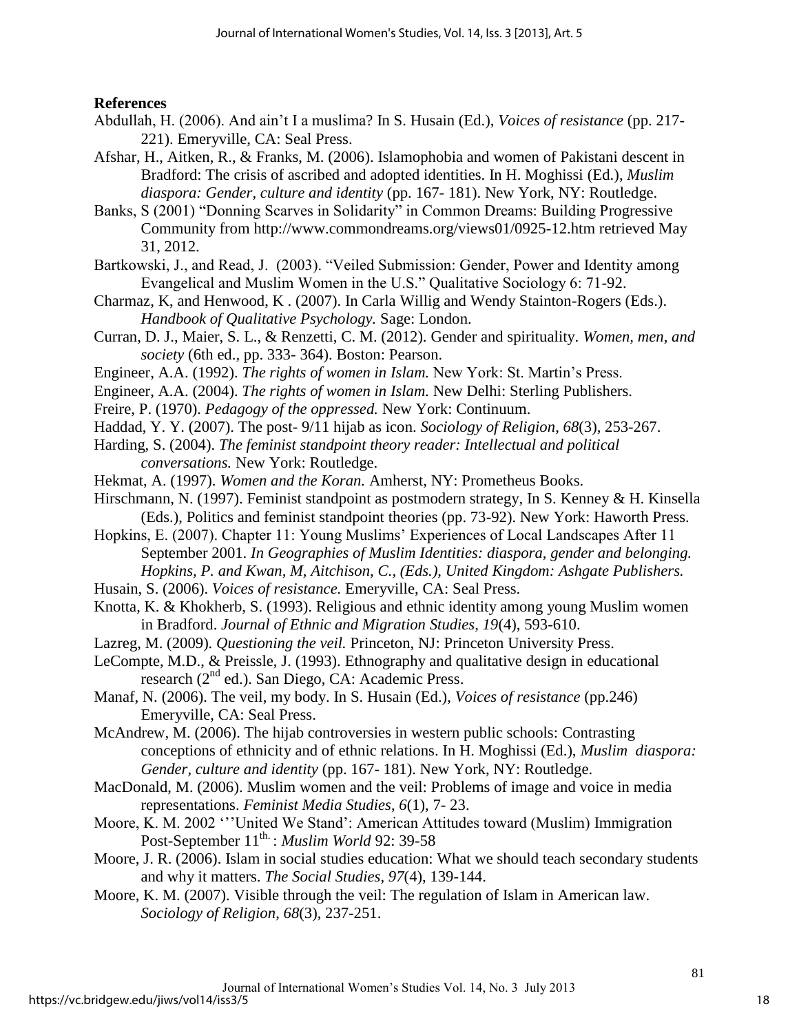## References

Abdullah, H. (2006). And ain't I a muslima? In S. Husain (Ed.), *Voices of resistance* (pp. 217-221). Emeryville, CA: Seal Press.

Afshar, H., Aitken, R., & Franks, M. (2006). Islamophobia and women of Pakistani descent in Bradford: The crisis of ascribed and adopted identities. In H. Moghissi (Ed.), *Muslim diaspora: Gender, culture and identity* (pp. 167- 181). New York, NY: Routledge.

Banks, S (2001) "Donning Scarves in Solidarity" in Common Dreams: Building Progressive Community from http://www.commondreams.org/views01/0925-12.htm retrieved May 31, 2012.

Bartkowski, J., and Read, J. (2003). "Veiled Submission: Gender, Power and Identity among Evangelical and Muslim Women in the U.S." Qualitative Sociology 6: 71-92.

Charmaz, K, and Henwood, K . (2007). In Carla Willig and Wendy Stainton-Rogers (Eds.). *Handbook of Qualitative Psychology.* Sage: London.

Curran, D. J., Maier, S. L., & Renzetti, C. M. (2012). Gender and spirituality. *Women, men, and society* (6th ed., pp. 333- 364). Boston: Pearson.

Engineer, A.A. (1992). *The rights of women in Islam.* New York: St. Martin's Press.

Engineer, A.A. (2004). *The rights of women in Islam.* New Delhi: Sterling Publishers.

Freire, P. (1970). *Pedagogy of the oppressed.* New York: Continuum.

Haddad, Y. Y. (2007). The post- 9/11 hijab as icon. *Sociology of Religion*, *68*(3), 253-267.

Harding, S. (2004). *The feminist standpoint theory reader: Intellectual and political conversations.* New York: Routledge.

Hekmat, A. (1997). *Women and the Koran.* Amherst, NY: Prometheus Books.

Hirschmann, N. (1997). Feminist standpoint as postmodern strategy, In S. Kenney & H. Kinsella (Eds.), Politics and feminist standpoint theories (pp. 73-92). New York: Haworth Press.

Hopkins, E. (2007). Chapter 11: Young Muslims' Experiences of Local Landscapes After 11 September 2001. *In Geographies of Muslim Identities: diaspora, gender and belonging. Hopkins, P. and Kwan, M, Aitchison, C., (Eds.), United Kingdom: Ashgate Publishers.*

Husain, S. (2006). *Voices of resistance.* Emeryville, CA: Seal Press.

Knotta, K. & Khokherb, S. (1993). Religious and ethnic identity among young Muslim women in Bradford. *Journal of Ethnic and Migration Studies, 19*(4), 593-610.

Lazreg, M. (2009). *Questioning the veil.* Princeton, NJ: Princeton University Press.

LeCompte, M.D., & Preissle, J. (1993). Ethnography and qualitative design in educational research (2nd ed.). San Diego, CA: Academic Press.

Manaf, N. (2006). The veil, my body. In S. Husain (Ed.), *Voices of resistance* (pp.246) Emeryville, CA: Seal Press.

McAndrew, M. (2006). The hijab controversies in western public schools: Contrasting conceptions of ethnicity and of ethnic relations. In H. Moghissi (Ed.), *Muslim diaspora: Gender, culture and identity* (pp. 167- 181). New York, NY: Routledge.

MacDonald, M. (2006). Muslim women and the veil: Problems of image and voice in media representations. *Feminist Media Studies*, *6*(1), 7- 23.

Moore, K. M. 2002 '''United We Stand': American Attitudes toward (Muslim) Immigration Post-September 11th. : *Muslim World* 92: 39-58

Moore, J. R. (2006). Islam in social studies education: What we should teach secondary students and why it matters. *The Social Studies*, *97*(4), 139-144.

Moore, K. M. (2007). Visible through the veil: The regulation of Islam in American law. *Sociology of Religion*, *68*(3), 237-251.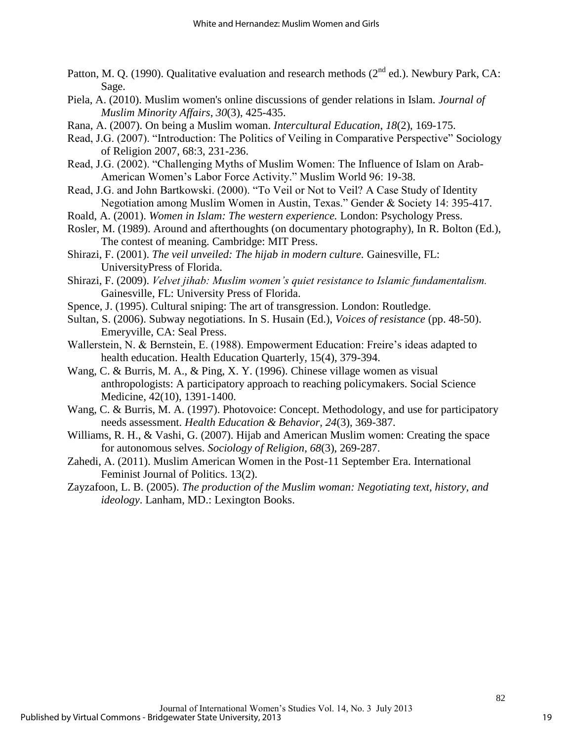Patton, M. Q. (1990). Qualitative evaluation and research methods (2nd ed.). Newbury Park, CA: Sage.

Piela, A. (2010). Muslim women's online discussions of gender relations in Islam. *Journal of Muslim Minority Affairs*, *30*(3), 425-435.

Rana, A. (2007). On being a Muslim woman. *Intercultural Education*, *18*(2), 169-175.

Read, J.G. (2007). "Introduction: The Politics of Veiling in Comparative Perspective" Sociology of Religion 2007, 68:3, 231-236.

Read, J.G. (2002). "Challenging Myths of Muslim Women: The Influence of Islam on Arab-American Women's Labor Force Activity." Muslim World 96: 19-38.

Read, J.G. and John Bartkowski. (2000). "To Veil or Not to Veil? A Case Study of Identity Negotiation among Muslim Women in Austin, Texas." Gender & Society 14: 395-417.

Roald, A. (2001). *Women in Islam: The western experience.* London: Psychology Press.

Rosler, M. (1989). Around and afterthoughts (on documentary photography), In R. Bolton (Ed.), The contest of meaning. Cambridge: MIT Press.

Shirazi, F. (2001). *The veil unveiled: The hijab in modern culture.* Gainesville, FL: UniversityPress of Florida.

Shirazi, F. (2009). *Velvet jihab: Muslim women's quiet resistance to Islamic fundamentalism.* Gainesville, FL: University Press of Florida.

Spence, J. (1995). Cultural sniping: The art of transgression. London: Routledge.

Sultan, S. (2006). Subway negotiations. In S. Husain (Ed.), *Voices of resistance* (pp. 48-50). Emeryville, CA: Seal Press.

Wallerstein, N. & Bernstein, E. (1988). Empowerment Education: Freire's ideas adapted to health education. Health Education Quarterly, 15(4), 379-394.

Wang, C. & Burris, M. A., & Ping, X. Y. (1996). Chinese village women as visual anthropologists: A participatory approach to reaching policymakers. Social Science Medicine, 42(10), 1391-1400.

Wang, C. & Burris, M. A. (1997). Photovoice: Concept. Methodology, and use for participatory needs assessment. *Health Education & Behavior, 24*(3), 369-387.

Williams, R. H., & Vashi, G. (2007). Hijab and American Muslim women: Creating the space for autonomous selves. *Sociology of Religion*, *68*(3), 269-287.

Zahedi, A. (2011). Muslim American Women in the Post-11 September Era. International Feminist Journal of Politics. 13(2).

Zayzafoon, L. B. (2005). *The production of the Muslim woman: Negotiating text, history, and ideology*. Lanham, MD.: Lexington Books.